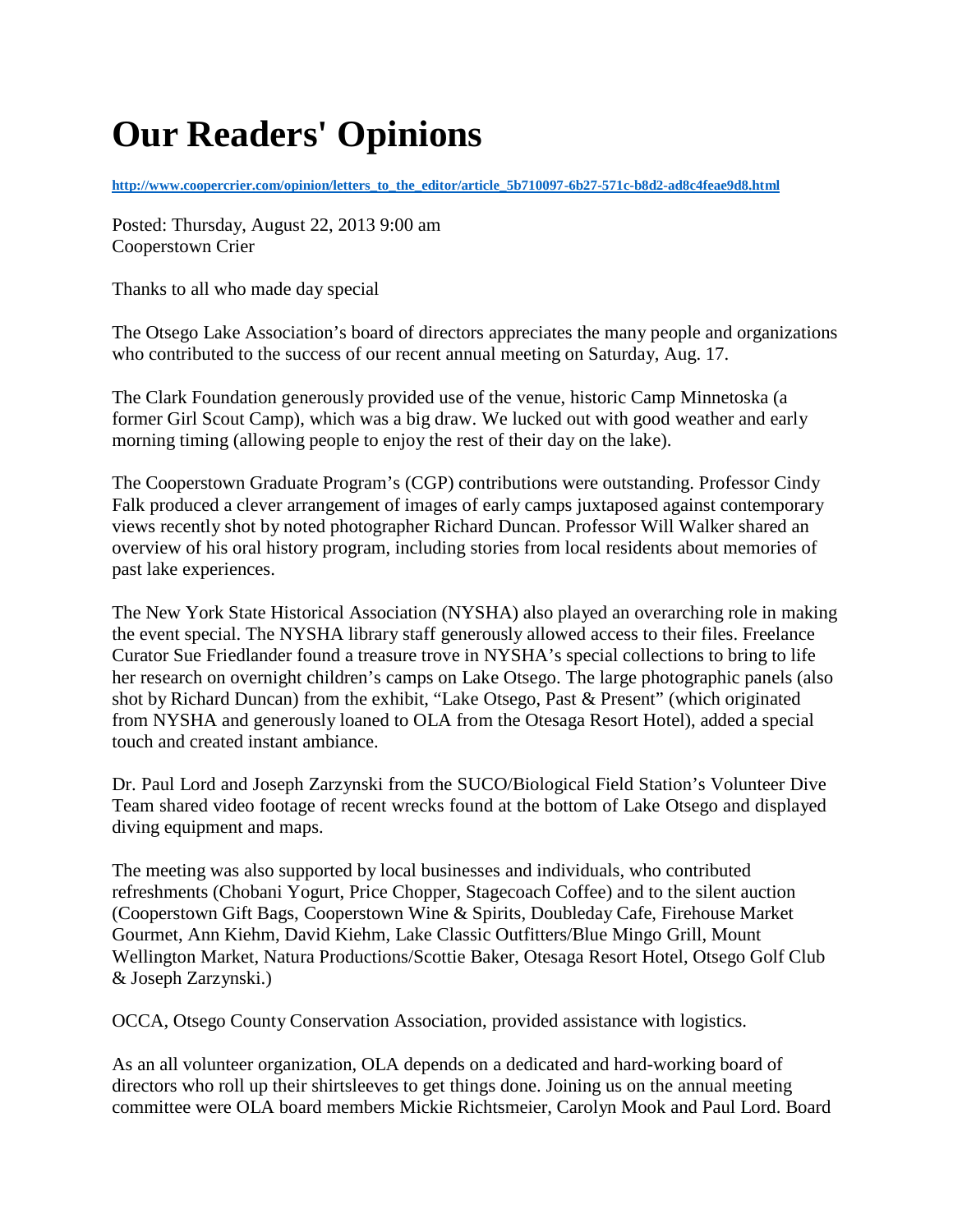# Our Readers' Opinions

**[http://www.coopercrier.com/opinion/letters_to_the_editor/article_5b710097-6b27-571c-b8d2-ad8c4feae9d8.html](http://www.coopercrier.com/opinion/letters_to_the_editor/article_5b710097-6b27-571c-b8d2-ad8c4feae9d8.html)**

Posted: Thursday, August 22, 2013 9:00 am
Cooperstown Crier

Thanks to all who made day special

The Otsego Lake Association's board of directors appreciates the many people and organizations who contributed to the success of our recent annual meeting on Saturday, Aug. 17.

The Clark Foundation generously provided use of the venue, historic Camp Minnetoska (a former Girl Scout Camp), which was a big draw. We lucked out with good weather and early morning timing (allowing people to enjoy the rest of their day on the lake).

The Cooperstown Graduate Program's (CGP) contributions were outstanding. Professor Cindy Falk produced a clever arrangement of images of early camps juxtaposed against contemporary views recently shot by noted photographer Richard Duncan. Professor Will Walker shared an overview of his oral history program, including stories from local residents about memories of past lake experiences.

The New York State Historical Association (NYSHA) also played an overarching role in making the event special. The NYSHA library staff generously allowed access to their files. Freelance Curator Sue Friedlander found a treasure trove in NYSHA's special collections to bring to life her research on overnight children's camps on Lake Otsego. The large photographic panels (also shot by Richard Duncan) from the exhibit, "Lake Otsego, Past & Present" (which originated from NYSHA and generously loaned to OLA from the Otesaga Resort Hotel), added a special touch and created instant ambiance.

Dr. Paul Lord and Joseph Zarzynski from the SUCO/Biological Field Station's Volunteer Dive Team shared video footage of recent wrecks found at the bottom of Lake Otsego and displayed diving equipment and maps.

The meeting was also supported by local businesses and individuals, who contributed refreshments (Chobani Yogurt, Price Chopper, Stagecoach Coffee) and to the silent auction (Cooperstown Gift Bags, Cooperstown Wine & Spirits, Doubleday Cafe, Firehouse Market Gourmet, Ann Kiehm, David Kiehm, Lake Classic Outfitters/Blue Mingo Grill, Mount Wellington Market, Natura Productions/Scottie Baker, Otesaga Resort Hotel, Otsego Golf Club & Joseph Zarzynski.)

OCCA, Otsego County Conservation Association, provided assistance with logistics.

As an all volunteer organization, OLA depends on a dedicated and hard-working board of directors who roll up their shirtsleeves to get things done. Joining us on the annual meeting committee were OLA board members Mickie Richtsmeier, Carolyn Mook and Paul Lord. Board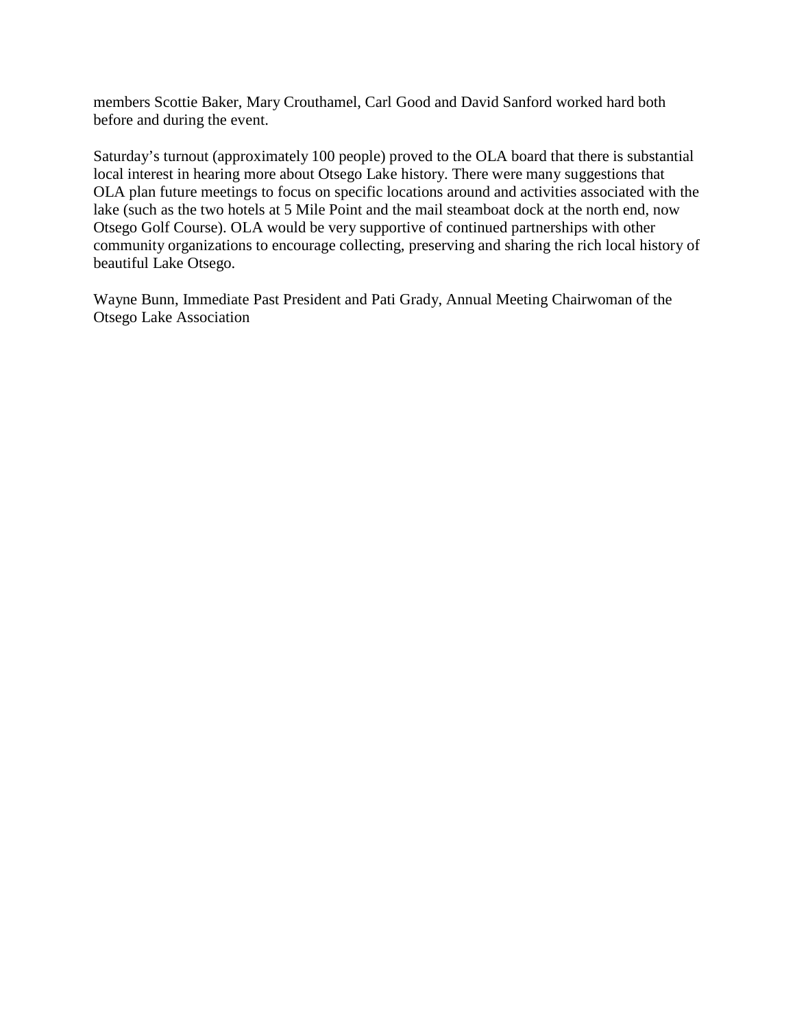members Scottie Baker, Mary Crouthamel, Carl Good and David Sanford worked hard both before and during the event.

Saturday's turnout (approximately 100 people) proved to the OLA board that there is substantial local interest in hearing more about Otsego Lake history. There were many suggestions that OLA plan future meetings to focus on specific locations around and activities associated with the lake (such as the two hotels at 5 Mile Point and the mail steamboat dock at the north end, now Otsego Golf Course). OLA would be very supportive of continued partnerships with other community organizations to encourage collecting, preserving and sharing the rich local history of beautiful Lake Otsego.

Wayne Bunn, Immediate Past President and Pati Grady, Annual Meeting Chairwoman of the Otsego Lake Association